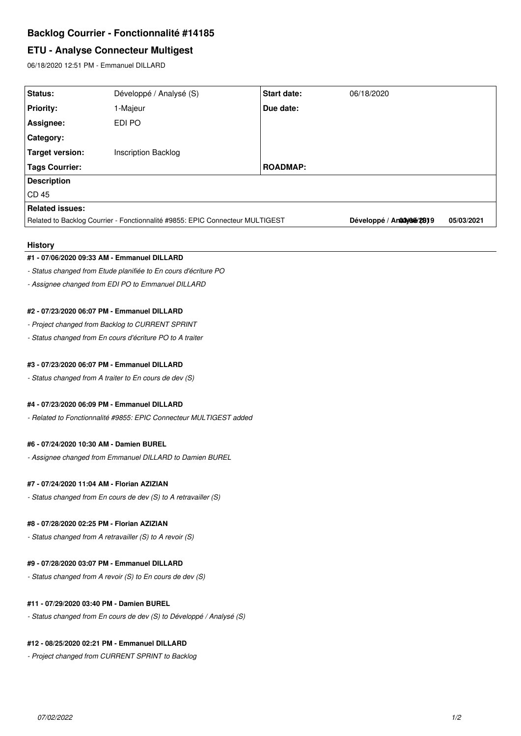# Backlog Courrier - Fonctionnalité #14185

## ETU - Analyse Connecteur Multigest

06/18/2020 12:51 PM - Emmanuel DILLARD

| Status: | Développé / Analysé (S) | Start date: | 06/18/2020 |
|---|---|---|---|
| Priority: | 1-Majeur | Due date: | |
| Assignee: | EDI PO | | |
| Category: | | | |
| Target version: | Inscription Backlog | | |
| Tags Courrier: | | ROADMAP: | |

**Description**

CD 45

**Related issues:**

| Related to Backlog Courrier - Fonctionnalité #9855: EPIC Connecteur MULTIGEST | Développé / Analysé (S) 03/06/2019 | 05/03/2021 |
|---|---|---|

### History

**#1 - 07/06/2020 09:33 AM - Emmanuel DILLARD**

- *Status changed from Etude planifiée to En cours d'écriture PO*
- *Assignee changed from EDI PO to Emmanuel DILLARD*

**#2 - 07/23/2020 06:07 PM - Emmanuel DILLARD**

- *Project changed from Backlog to CURRENT SPRINT*
- *Status changed from En cours d'écriture PO to A traiter*

**#3 - 07/23/2020 06:07 PM - Emmanuel DILLARD**

- *Status changed from A traiter to En cours de dev (S)*

**#4 - 07/23/2020 06:09 PM - Emmanuel DILLARD**

- *Related to Fonctionnalité #9855: EPIC Connecteur MULTIGEST added*

**#6 - 07/24/2020 10:30 AM - Damien BUREL**

- *Assignee changed from Emmanuel DILLARD to Damien BUREL*

**#7 - 07/24/2020 11:04 AM - Florian AZIZIAN**

- *Status changed from En cours de dev (S) to A retravailler (S)*

**#8 - 07/28/2020 02:25 PM - Florian AZIZIAN**

- *Status changed from A retravailler (S) to A revoir (S)*

**#9 - 07/28/2020 03:07 PM - Emmanuel DILLARD**

- *Status changed from A revoir (S) to En cours de dev (S)*

**#11 - 07/29/2020 03:40 PM - Damien BUREL**

- *Status changed from En cours de dev (S) to Développé / Analysé (S)*

**#12 - 08/25/2020 02:21 PM - Emmanuel DILLARD**

- *Project changed from CURRENT SPRINT to Backlog*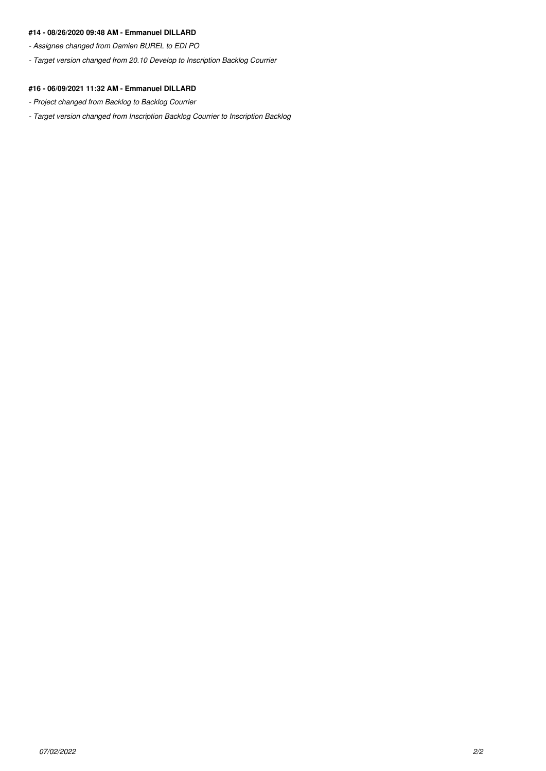**#14 - 08/26/2020 09:48 AM - Emmanuel DILLARD**

- *Assignee changed from Damien BUREL to EDI PO*
- *Target version changed from 20.10 Develop to Inscription Backlog Courrier*

**#16 - 06/09/2021 11:32 AM - Emmanuel DILLARD**

- *Project changed from Backlog to Backlog Courrier*
- *Target version changed from Inscription Backlog Courrier to Inscription Backlog*